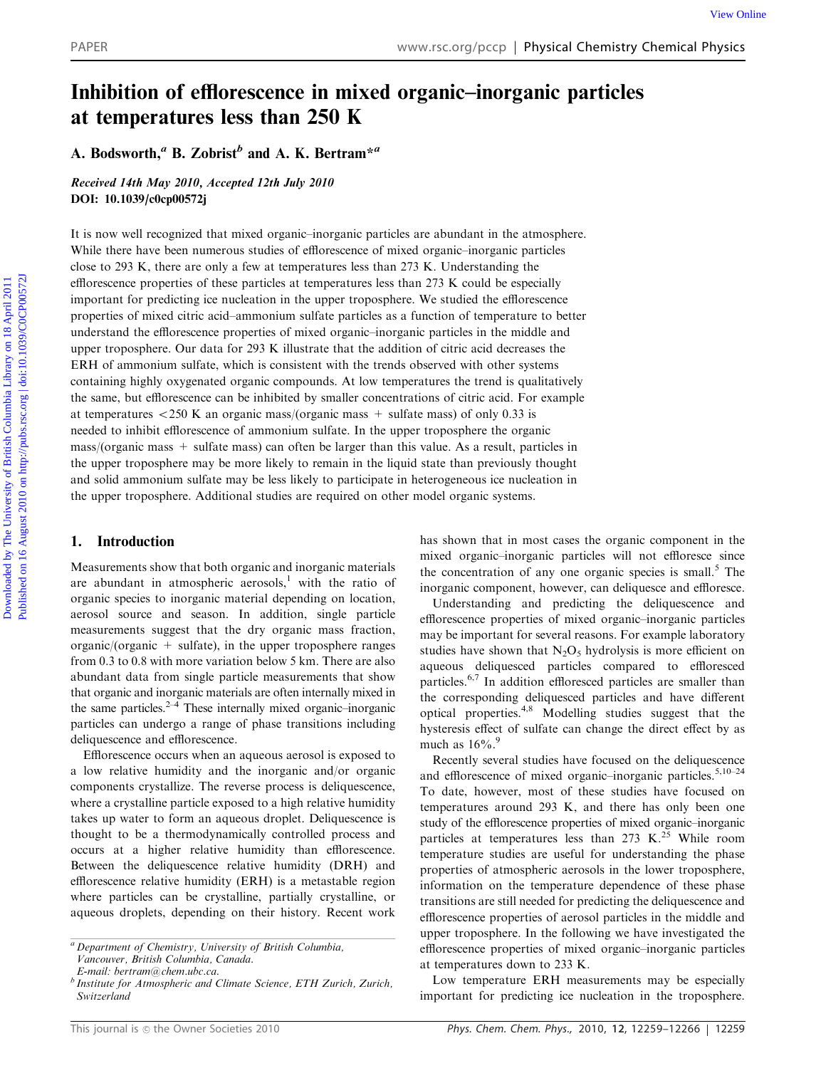# Inhibition of efflorescence in mixed organic–inorganic particles at temperatures less than 250 K

A. Bodsworth,[a] B. Zobrist[b] and A. K. Bertram*[a]

*Received 14th May 2010, Accepted 12th July 2010*
**DOI: 10.1039/c0cp00572j**

It is now well recognized that mixed organic–inorganic particles are abundant in the atmosphere. While there have been numerous studies of efflorescence of mixed organic–inorganic particles close to 293 K, there are only a few at temperatures less than 273 K. Understanding the efflorescence properties of these particles at temperatures less than 273 K could be especially important for predicting ice nucleation in the upper troposphere. We studied the efflorescence properties of mixed citric acid–ammonium sulfate particles as a function of temperature to better understand the efflorescence properties of mixed organic–inorganic particles in the middle and upper troposphere. Our data for 293 K illustrate that the addition of citric acid decreases the ERH of ammonium sulfate, which is consistent with the trends observed with other systems containing highly oxygenated organic compounds. At low temperatures the trend is qualitatively the same, but efflorescence can be inhibited by smaller concentrations of citric acid. For example at temperatures <250 K an organic mass/(organic mass + sulfate mass) of only 0.33 is needed to inhibit efflorescence of ammonium sulfate. In the upper troposphere the organic mass/(organic mass + sulfate mass) can often be larger than this value. As a result, particles in the upper troposphere may be more likely to remain in the liquid state than previously thought and solid ammonium sulfate may be less likely to participate in heterogeneous ice nucleation in the upper troposphere. Additional studies are required on other model organic systems.

## 1. Introduction

Measurements show that both organic and inorganic materials are abundant in atmospheric aerosols,[1] with the ratio of organic species to inorganic material depending on location, aerosol source and season. In addition, single particle measurements suggest that the dry organic mass fraction, organic/(organic + sulfate), in the upper troposphere ranges from 0.3 to 0.8 with more variation below 5 km. There are also abundant data from single particle measurements that show that organic and inorganic materials are often internally mixed in the same particles.[2–4] These internally mixed organic–inorganic particles can undergo a range of phase transitions including deliquescence and efflorescence.

Efflorescence occurs when an aqueous aerosol is exposed to a low relative humidity and the inorganic and/or organic components crystallize. The reverse process is deliquescence, where a crystalline particle exposed to a high relative humidity takes up water to form an aqueous droplet. Deliquescence is thought to be a thermodynamically controlled process and occurs at a higher relative humidity than efflorescence. Between the deliquescence relative humidity (DRH) and efflorescence relative humidity (ERH) is a metastable region where particles can be crystalline, partially crystalline, or aqueous droplets, depending on their history. Recent work has shown that in most cases the organic component in the mixed organic–inorganic particles will not effloresce since the concentration of any one organic species is small.[5] The inorganic component, however, can deliquesce and effloresce.

Understanding and predicting the deliquescence and efflorescence properties of mixed organic–inorganic particles may be important for several reasons. For example laboratory studies have shown that $N_2O_5$ hydrolysis is more efficient on aqueous deliquesced particles compared to effloresced particles.[6,7] In addition effloresced particles are smaller than the corresponding deliquesced particles and have different optical properties.[4,8] Modelling studies suggest that the hysteresis effect of sulfate can change the direct effect by as much as 16%.[9]

Recently several studies have focused on the deliquescence and efflorescence of mixed organic–inorganic particles.[5,10–24] To date, however, most of these studies have focused on temperatures around 293 K, and there has only been one study of the efflorescence properties of mixed organic–inorganic particles at temperatures less than 273 K.[25] While room temperature studies are useful for understanding the phase properties of atmospheric aerosols in the lower troposphere, information on the temperature dependence of these phase transitions are still needed for predicting the deliquescence and efflorescence properties of aerosol particles in the middle and upper troposphere. In the following we have investigated the efflorescence properties of mixed organic–inorganic particles at temperatures down to 233 K.

Low temperature ERH measurements may be especially important for predicting ice nucleation in the troposphere.

[a] Department of Chemistry, University of British Columbia, Vancouver, British Columbia, Canada. E-mail: bertram@chem.ubc.ca.
[b] Institute for Atmospheric and Climate Science, ETH Zurich, Zurich, Switzerland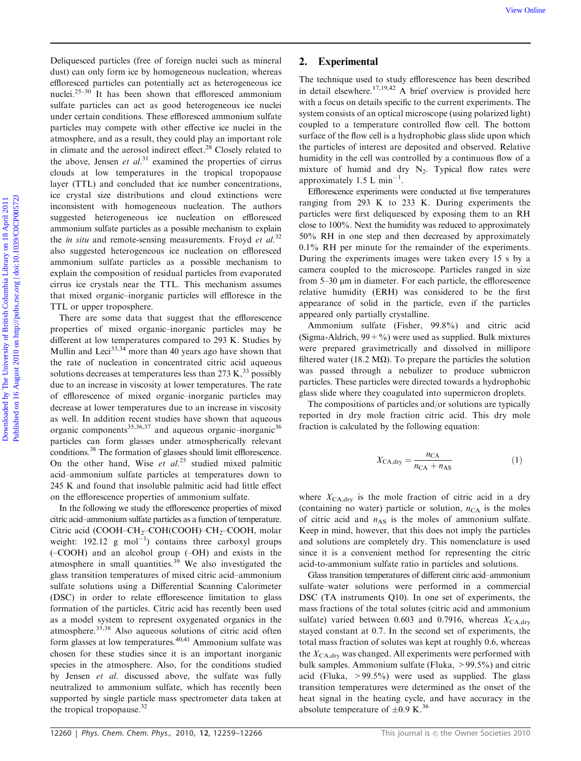Deliquesced particles (free of foreign nuclei such as mineral dust) can only form ice by homogeneous nucleation, whereas effloresced particles can potentially act as heterogeneous ice nuclei.[25–30] It has been shown that effloresced ammonium sulfate particles can act as good heterogeneous ice nuclei under certain conditions. These effloresced ammonium sulfate particles may compete with other effective ice nuclei in the atmosphere, and as a result, they could play an important role in climate and the aerosol indirect effect.[28] Closely related to the above, Jensen *et al.*[31] examined the properties of cirrus clouds at low temperatures in the tropical tropopause layer (TTL) and concluded that ice number concentrations, ice crystal size distributions and cloud extinctions were inconsistent with homogeneous nucleation. The authors suggested heterogeneous ice nucleation on effloresced ammonium sulfate particles as a possible mechanism to explain the *in situ* and remote-sensing measurements. Froyd *et al.*[32] also suggested heterogeneous ice nucleation on effloresced ammonium sulfate particles as a possible mechanism to explain the composition of residual particles from evaporated cirrus ice crystals near the TTL. This mechanism assumes that mixed organic–inorganic particles will effloresce in the TTL or upper troposphere.

There are some data that suggest that the efflorescence properties of mixed organic–inorganic particles may be different at low temperatures compared to 293 K. Studies by Mullin and Leci[33,34] more than 40 years ago have shown that the rate of nucleation in concentrated citric acid aqueous solutions decreases at temperatures less than 273 K,[33] possibly due to an increase in viscosity at lower temperatures. The rate of efflorescence of mixed organic–inorganic particles may decrease at lower temperatures due to an increase in viscosity as well. In addition recent studies have shown that aqueous organic components[35,36,37] and aqueous organic–inorganic[36] particles can form glasses under atmospherically relevant conditions.[38] The formation of glasses should limit efflorescence. On the other hand, Wise *et al.*[25] studied mixed palmitic acid–ammonium sulfate particles at temperatures down to 245 K and found that insoluble palmitic acid had little effect on the efflorescence properties of ammonium sulfate.

In the following we study the efflorescence properties of mixed citric acid–ammonium sulfate particles as a function of temperature. Citric acid (COOH–$CH_2$–COH(COOH)–$CH_2$–COOH, molar weight: 192.12 g $mol^{-1}$) contains three carboxyl groups (–COOH) and an alcohol group (–OH) and exists in the atmosphere in small quantities.[39] We also investigated the glass transition temperatures of mixed citric acid–ammonium sulfate solutions using a Differential Scanning Calorimeter (DSC) in order to relate efflorescence limitation to glass formation of the particles. Citric acid has recently been used as a model system to represent oxygenated organics in the atmosphere.[35,38] Also aqueous solutions of citric acid often form glasses at low temperatures.[40,41] Ammonium sulfate was chosen for these studies since it is an important inorganic species in the atmosphere. Also, for the conditions studied by Jensen *et al.* discussed above, the sulfate was fully neutralized to ammonium sulfate, which has recently been supported by single particle mass spectrometer data taken at the tropical tropopause.[32]

## 2. Experimental

The technique used to study efflorescence has been described in detail elsewhere.[17,19,42] A brief overview is provided here with a focus on details specific to the current experiments. The system consists of an optical microscope (using polarized light) coupled to a temperature controlled flow cell. The bottom surface of the flow cell is a hydrophobic glass slide upon which the particles of interest are deposited and observed. Relative humidity in the cell was controlled by a continuous flow of a mixture of humid and dry $N_2$. Typical flow rates were approximately 1.5 L $min^{-1}$.

Efflorescence experiments were conducted at five temperatures ranging from 293 K to 233 K. During experiments the particles were first deliquesced by exposing them to an RH close to 100%. Next the humidity was reduced to approximately 50% RH in one step and then decreased by approximately 0.1% RH per minute for the remainder of the experiments. During the experiments images were taken every 15 s by a camera coupled to the microscope. Particles ranged in size from 5–30 μm in diameter. For each particle, the efflorescence relative humidity (ERH) was considered to be the first appearance of solid in the particle, even if the particles appeared only partially crystalline.

Ammonium sulfate (Fisher, 99.8%) and citric acid (Sigma-Aldrich, 99+%) were used as supplied. Bulk mixtures were prepared gravimetrically and dissolved in millipore filtered water (18.2 MΩ). To prepare the particles the solution was passed through a nebulizer to produce submicron particles. These particles were directed towards a hydrophobic glass slide where they coagulated into supermicron droplets.

The compositions of particles and/or solutions are typically reported in dry mole fraction citric acid. This dry mole fraction is calculated by the following equation:

$$X_{CA,dry} = \frac{n_{CA}}{n_{CA} + n_{AS}} \quad (1)$$

where $X_{CA,dry}$ is the mole fraction of citric acid in a dry (containing no water) particle or solution, $n_{CA}$ is the moles of citric acid and $n_{AS}$ is the moles of ammonium sulfate. Keep in mind, however, that this does not imply the particles and solutions are completely dry. This nomenclature is used since it is a convenient method for representing the citric acid-to-ammonium sulfate ratio in particles and solutions.

Glass transition temperatures of different citric acid–ammonium sulfate–water solutions were performed in a commercial DSC (TA instruments Q10). In one set of experiments, the mass fractions of the total solutes (citric acid and ammonium sulfate) varied between 0.603 and 0.7916, whereas $X_{CA,dry}$ stayed constant at 0.7. In the second set of experiments, the total mass fraction of solutes was kept at roughly 0.6, whereas the $X_{CA,dry}$ was changed. All experiments were performed with bulk samples. Ammonium sulfate (Fluka, >99.5%) and citric acid (Fluka, >99.5%) were used as supplied. The glass transition temperatures were determined as the onset of the heat signal in the heating cycle, and have accuracy in the absolute temperature of ±0.9 K.[36]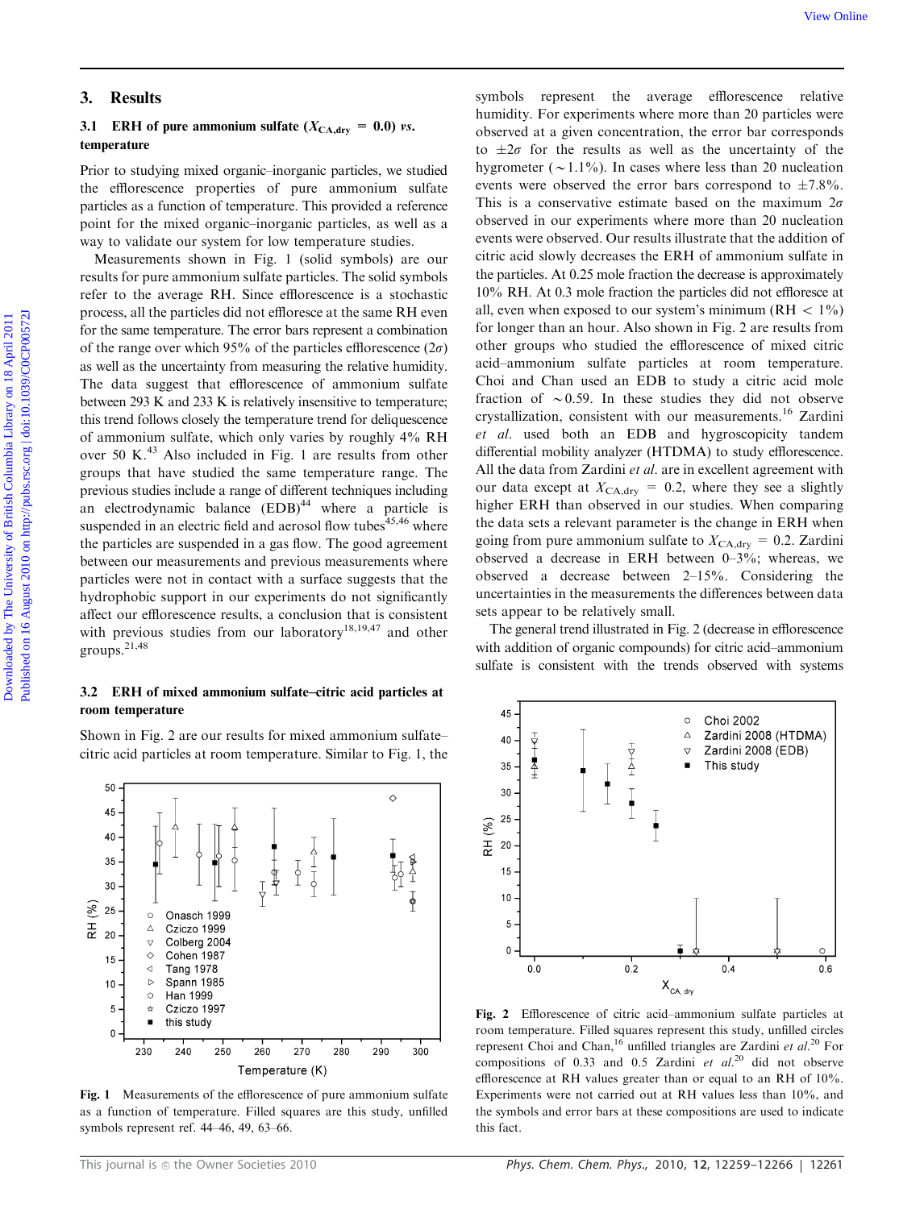## 3. Results

### 3.1 ERH of pure ammonium sulfate ($X_{CA,dry}$ = 0.0) *vs.* temperature

Prior to studying mixed organic–inorganic particles, we studied the efflorescence properties of pure ammonium sulfate particles as a function of temperature. This provided a reference point for the mixed organic–inorganic particles, as well as a way to validate our system for low temperature studies.

Measurements shown in Fig. 1 (solid symbols) are our results for pure ammonium sulfate particles. The solid symbols refer to the average RH. Since efflorescence is a stochastic process, all the particles did not effloresce at the same RH even for the same temperature. The error bars represent a combination of the range over which 95% of the particles efflorescence ($2\sigma$) as well as the uncertainty from measuring the relative humidity. The data suggest that efflorescence of ammonium sulfate between 293 K and 233 K is relatively insensitive to temperature; this trend follows closely the temperature trend for deliquescence of ammonium sulfate, which only varies by roughly 4% RH over 50 K.[43] Also included in Fig. 1 are results from other groups that have studied the same temperature range. The previous studies include a range of different techniques including an electrodynamic balance (EDB)[44] where a particle is suspended in an electric field and aerosol flow tubes[45,46] where the particles are suspended in a gas flow. The good agreement between our measurements and previous measurements where particles were not in contact with a surface suggests that the hydrophobic support in our experiments do not significantly affect our efflorescence results, a conclusion that is consistent with previous studies from our laboratory[18,19,47] and other groups.[21,48]

### 3.2 ERH of mixed ammonium sulfate–citric acid particles at room temperature

Shown in Fig. 2 are our results for mixed ammonium sulfate–citric acid particles at room temperature. Similar to Fig. 1, the symbols represent the average efflorescence relative humidity. For experiments where more than 20 particles were observed at a given concentration, the error bar corresponds to $\pm 2\sigma$ for the results as well as the uncertainty of the hygrometer ($\sim$1.1%). In cases where less than 20 nucleation events were observed the error bars correspond to $\pm$7.8%. This is a conservative estimate based on the maximum $2\sigma$ observed in our experiments where more than 20 nucleation events were observed. Our results illustrate that the addition of citric acid slowly decreases the ERH of ammonium sulfate in the particles. At 0.25 mole fraction the decrease is approximately 10% RH. At 0.3 mole fraction the particles did not effloresce at all, even when exposed to our system's minimum (RH < 1%) for longer than an hour. Also shown in Fig. 2 are results from other groups who studied the efflorescence of mixed citric acid–ammonium sulfate particles at room temperature. Choi and Chan used an EDB to study a citric acid mole fraction of $\sim$0.59. In these studies they did not observe crystallization, consistent with our measurements.[16] Zardini *et al.* used both an EDB and hygroscopicity tandem differential mobility analyzer (HTDMA) to study efflorescence. All the data from Zardini *et al.* are in excellent agreement with our data except at $X_{CA,dry}$ = 0.2, where they see a slightly higher ERH than observed in our studies. When comparing the data sets a relevant parameter is the change in ERH when going from pure ammonium sulfate to $X_{CA,dry}$ = 0.2. Zardini observed a decrease in ERH between 0–3%; whereas, we observed a decrease between 2–15%. Considering the uncertainties in the measurements the differences between data sets appear to be relatively small.

The general trend illustrated in Fig. 2 (decrease in efflorescence with addition of organic compounds) for citric acid–ammonium sulfate is consistent with the trends observed with systems

**Fig. 1** Measurements of the efflorescence of pure ammonium sulfate as a function of temperature. Filled squares are this study, unfilled symbols represent ref. 44–46, 49, 63–66.

**Fig. 2** Efflorescence of citric acid–ammonium sulfate particles at room temperature. Filled squares represent this study, unfilled circles represent Choi and Chan,[16] unfilled triangles are Zardini *et al.*[20] For compositions of 0.33 and 0.5 Zardini *et al.*[20] did not observe efflorescence at RH values greater than or equal to an RH of 10%. Experiments were not carried out at RH values less than 10%, and the symbols and error bars at these compositions are used to indicate this fact.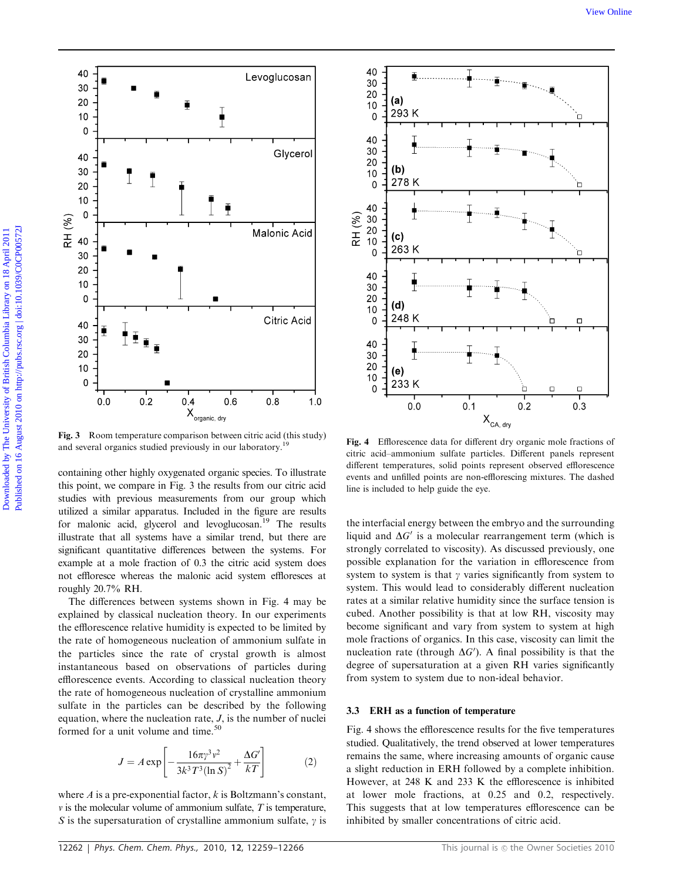Fig. 3 Room temperature comparison between citric acid (this study) and several organics studied previously in our laboratory.[19]

Fig. 4 Efflorescence data for different dry organic mole fractions of citric acid–ammonium sulfate particles. Different panels represent different temperatures, solid points represent observed efflorescence events and unfilled points are non-efflorescing mixtures. The dashed line is included to help guide the eye.

containing other highly oxygenated organic species. To illustrate this point, we compare in Fig. 3 the results from our citric acid studies with previous measurements from our group which utilized a similar apparatus. Included in the figure are results for malonic acid, glycerol and levoglucosan.[19] The results illustrate that all systems have a similar trend, but there are significant quantitative differences between the systems. For example at a mole fraction of 0.3 the citric acid system does not effloresce whereas the malonic acid system effloresces at roughly 20.7% RH.

The differences between systems shown in Fig. 4 may be explained by classical nucleation theory. In our experiments the efflorescence relative humidity is expected to be limited by the rate of homogeneous nucleation of ammonium sulfate in the particles since the rate of crystal growth is almost instantaneous based on observations of particles during efflorescence events. According to classical nucleation theory the rate of homogeneous nucleation of crystalline ammonium sulfate in the particles can be described by the following equation, where the nucleation rate, $J$, is the number of nuclei formed for a unit volume and time.[50]

$$J = A\exp\left[-\frac{16\pi\gamma^3 v^2}{3k^3T^3(\ln S)^2} + \frac{\Delta G'}{kT}\right] \tag{2}$$

where $A$ is a pre-exponential factor, $k$ is Boltzmann's constant, $v$ is the molecular volume of ammonium sulfate, $T$ is temperature, $S$ is the supersaturation of crystalline ammonium sulfate, $\gamma$ is the interfacial energy between the embryo and the surrounding liquid and $\Delta G'$ is a molecular rearrangement term (which is strongly correlated to viscosity). As discussed previously, one possible explanation for the variation in efflorescence from system to system is that $\gamma$ varies significantly from system to system. This would lead to considerably different nucleation rates at a similar relative humidity since the surface tension is cubed. Another possibility is that at low RH, viscosity may become significant and vary from system to system at high mole fractions of organics. In this case, viscosity can limit the nucleation rate (through $\Delta G'$). A final possibility is that the degree of supersaturation at a given RH varies significantly from system to system due to non-ideal behavior.

### 3.3 ERH as a function of temperature

Fig. 4 shows the efflorescence results for the five temperatures studied. Qualitatively, the trend observed at lower temperatures remains the same, where increasing amounts of organic cause a slight reduction in ERH followed by a complete inhibition. However, at 248 K and 233 K the efflorescence is inhibited at lower mole fractions, at 0.25 and 0.2, respectively. This suggests that at low temperatures efflorescence can be inhibited by smaller concentrations of citric acid.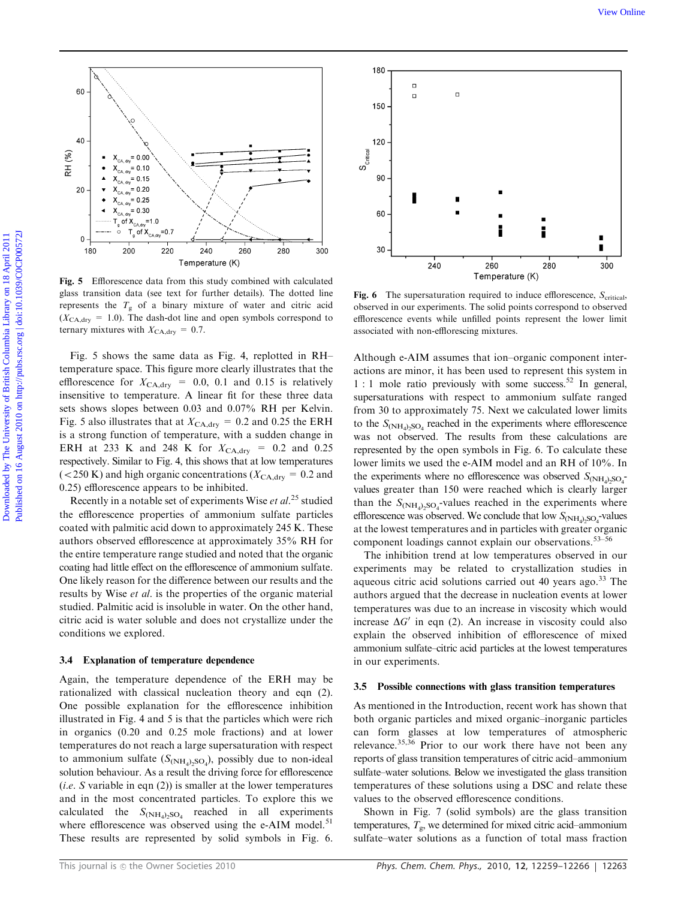**Fig. 5** Efflorescence data from this study combined with calculated glass transition data (see text for further details). The dotted line represents the $T_g$ of a binary mixture of water and citric acid ($X_{CA,dry}$ = 1.0). The dash-dot line and open symbols correspond to ternary mixtures with $X_{CA,dry}$ = 0.7.

Fig. 5 shows the same data as Fig. 4, replotted in RH–temperature space. This figure more clearly illustrates that the efflorescence for $X_{CA,dry}$ = 0.0, 0.1 and 0.15 is relatively insensitive to temperature. A linear fit for these three data sets shows slopes between 0.03 and 0.07% RH per Kelvin. Fig. 5 also illustrates that at $X_{CA,dry}$ = 0.2 and 0.25 the ERH is a strong function of temperature, with a sudden change in ERH at 233 K and 248 K for $X_{CA,dry}$ = 0.2 and 0.25 respectively. Similar to Fig. 4, this shows that at low temperatures (<250 K) and high organic concentrations ($X_{CA,dry}$ = 0.2 and 0.25) efflorescence appears to be inhibited.

Recently in a notable set of experiments Wise *et al.*[25] studied the efflorescence properties of ammonium sulfate particles coated with palmitic acid down to approximately 245 K. These authors observed efflorescence at approximately 35% RH for the entire temperature range studied and noted that the organic coating had little effect on the efflorescence of ammonium sulfate. One likely reason for the difference between our results and the results by Wise *et al.* is the properties of the organic material studied. Palmitic acid is insoluble in water. On the other hand, citric acid is water soluble and does not crystallize under the conditions we explored.

### 3.4 Explanation of temperature dependence

Again, the temperature dependence of the ERH may be rationalized with classical nucleation theory and eqn (2). One possible explanation for the efflorescence inhibition illustrated in Fig. 4 and 5 is that the particles which were rich in organics (0.20 and 0.25 mole fractions) and at lower temperatures do not reach a large supersaturation with respect to ammonium sulfate ($S_{(NH_4)_2SO_4}$), possibly due to non-ideal solution behaviour. As a result the driving force for efflorescence (*i.e.* $S$ variable in eqn (2)) is smaller at the lower temperatures and in the most concentrated particles. To explore this we calculated the $S_{(NH_4)_2SO_4}$ reached in all experiments where efflorescence was observed using the e-AIM model.[51] These results are represented by solid symbols in Fig. 6.

**Fig. 6** The supersaturation required to induce efflorescence, $S_{critical}$, observed in our experiments. The solid points correspond to observed efflorescence events while unfilled points represent the lower limit associated with non-efflorescing mixtures.

Although e-AIM assumes that ion–organic component interactions are minor, it has been used to represent this system in 1 : 1 mole ratio previously with some success.[52] In general, supersaturations with respect to ammonium sulfate ranged from 30 to approximately 75. Next we calculated lower limits to the $S_{(NH_4)_2SO_4}$ reached in the experiments where efflorescence was not observed. The results from these calculations are represented by the open symbols in Fig. 6. To calculate these lower limits we used the e-AIM model and an RH of 10%. In the experiments where no efflorescence was observed $S_{(NH_4)_2SO_4}$-values greater than 150 were reached which is clearly larger than the $S_{(NH_4)_2SO_4}$-values reached in the experiments where efflorescence was observed. We conclude that low $S_{(NH_4)_2SO_4}$-values at the lowest temperatures and in particles with greater organic component loadings cannot explain our observations.[53–56]

The inhibition trend at low temperatures observed in our experiments may be related to crystallization studies in aqueous citric acid solutions carried out 40 years ago.[33] The authors argued that the decrease in nucleation events at lower temperatures was due to an increase in viscosity which would increase $\Delta G'$ in eqn (2). An increase in viscosity could also explain the observed inhibition of efflorescence of mixed ammonium sulfate–citric acid particles at the lowest temperatures in our experiments.

### 3.5 Possible connections with glass transition temperatures

As mentioned in the Introduction, recent work has shown that both organic particles and mixed organic–inorganic particles can form glasses at low temperatures of atmospheric relevance.[35,36] Prior to our work there have not been any reports of glass transition temperatures of citric acid–ammonium sulfate–water solutions. Below we investigated the glass transition temperatures of these solutions using a DSC and relate these values to the observed efflorescence conditions.

Shown in Fig. 7 (solid symbols) are the glass transition temperatures, $T_g$, we determined for mixed citric acid–ammonium sulfate–water solutions as a function of total mass fraction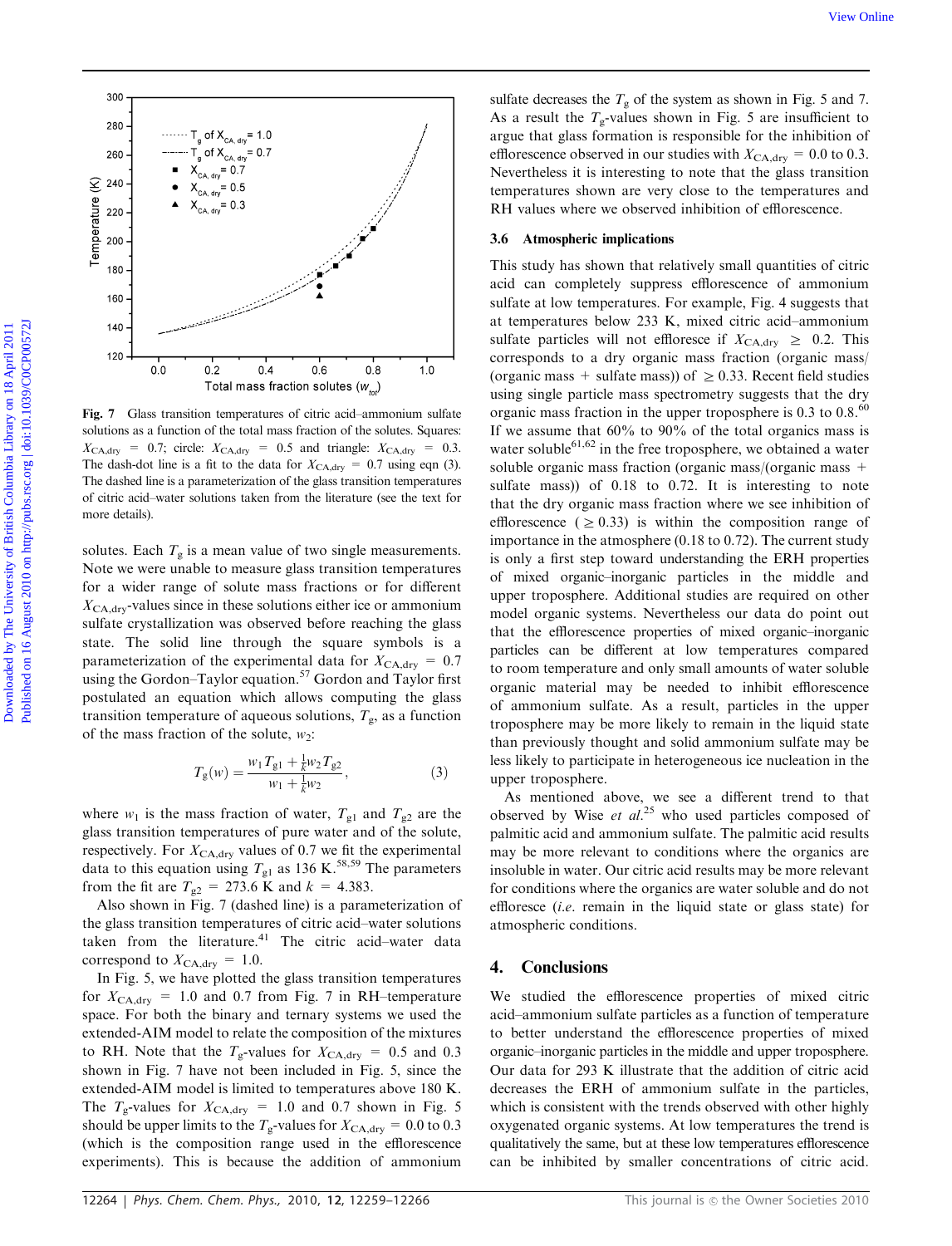**Fig. 7** Glass transition temperatures of citric acid–ammonium sulfate solutions as a function of the total mass fraction of the solutes. Squares: $X_{CA,dry}$ = 0.7; circle: $X_{CA,dry}$ = 0.5 and triangle: $X_{CA,dry}$ = 0.3. The dash-dot line is a fit to the data for $X_{CA,dry}$ = 0.7 using eqn (3). The dashed line is a parameterization of the glass transition temperatures of citric acid–water solutions taken from the literature (see the text for more details).

solutes. Each $T_g$ is a mean value of two single measurements. Note we were unable to measure glass transition temperatures for a wider range of solute mass fractions or for different $X_{CA,dry}$-values since in these solutions either ice or ammonium sulfate crystallization was observed before reaching the glass state. The solid line through the square symbols is a parameterization of the experimental data for $X_{CA,dry}$ = 0.7 using the Gordon–Taylor equation.[57] Gordon and Taylor first postulated an equation which allows computing the glass transition temperature of aqueous solutions, $T_g$, as a function of the mass fraction of the solute, $w_2$:

$$T_g(w) = \frac{w_1 T_{g1} + \frac{1}{k} w_2 T_{g2}}{w_1 + \frac{1}{k} w_2}, \quad (3)$$

where $w_1$ is the mass fraction of water, $T_{g1}$ and $T_{g2}$ are the glass transition temperatures of pure water and of the solute, respectively. For $X_{CA,dry}$ values of 0.7 we fit the experimental data to this equation using $T_{g1}$ as 136 K.[58,59] The parameters from the fit are $T_{g2}$ = 273.6 K and $k$ = 4.383.

Also shown in Fig. 7 (dashed line) is a parameterization of the glass transition temperatures of citric acid–water solutions taken from the literature.[41] The citric acid–water data correspond to $X_{CA,dry}$ = 1.0.

In Fig. 5, we have plotted the glass transition temperatures for $X_{CA,dry}$ = 1.0 and 0.7 from Fig. 7 in RH–temperature space. For both the binary and ternary systems we used the extended-AIM model to relate the composition of the mixtures to RH. Note that the $T_g$-values for $X_{CA,dry}$ = 0.5 and 0.3 shown in Fig. 7 have not been included in Fig. 5, since the extended-AIM model is limited to temperatures above 180 K. The $T_g$-values for $X_{CA,dry}$ = 1.0 and 0.7 shown in Fig. 5 should be upper limits to the $T_g$-values for $X_{CA,dry}$ = 0.0 to 0.3 (which is the composition range used in the efflorescence experiments). This is because the addition of ammonium sulfate decreases the $T_g$ of the system as shown in Fig. 5 and 7. As a result the $T_g$-values shown in Fig. 5 are insufficient to argue that glass formation is responsible for the inhibition of efflorescence observed in our studies with $X_{CA,dry}$ = 0.0 to 0.3. Nevertheless it is interesting to note that the glass transition temperatures shown are very close to the temperatures and RH values where we observed inhibition of efflorescence.

### 3.6 Atmospheric implications

This study has shown that relatively small quantities of citric acid can completely suppress efflorescence of ammonium sulfate at low temperatures. For example, Fig. 4 suggests that at temperatures below 233 K, mixed citric acid–ammonium sulfate particles will not effloresce if $X_{CA,dry} \geq 0.2$. This corresponds to a dry organic mass fraction (organic mass/(organic mass + sulfate mass)) of $\geq 0.33$. Recent field studies using single particle mass spectrometry suggests that the dry organic mass fraction in the upper troposphere is 0.3 to 0.8.[60] If we assume that 60% to 90% of the total organics mass is water soluble[61,62] in the free troposphere, we obtained a water soluble organic mass fraction (organic mass/(organic mass + sulfate mass)) of 0.18 to 0.72. It is interesting to note that the dry organic mass fraction where we see inhibition of efflorescence ($\geq 0.33$) is within the composition range of importance in the atmosphere (0.18 to 0.72). The current study is only a first step toward understanding the ERH properties of mixed organic–inorganic particles in the middle and upper troposphere. Additional studies are required on other model organic systems. Nevertheless our data do point out that the efflorescence properties of mixed organic–inorganic particles can be different at low temperatures compared to room temperature and only small amounts of water soluble organic material may be needed to inhibit efflorescence of ammonium sulfate. As a result, particles in the upper troposphere may be more likely to remain in the liquid state than previously thought and solid ammonium sulfate may be less likely to participate in heterogeneous ice nucleation in the upper troposphere.

As mentioned above, we see a different trend to that observed by Wise *et al.*[25] who used particles composed of palmitic acid and ammonium sulfate. The palmitic acid results may be more relevant to conditions where the organics are insoluble in water. Our citric acid results may be more relevant for conditions where the organics are water soluble and do not effloresce (*i.e.* remain in the liquid state or glass state) for atmospheric conditions.

## 4. Conclusions

We studied the efflorescence properties of mixed citric acid–ammonium sulfate particles as a function of temperature to better understand the efflorescence properties of mixed organic–inorganic particles in the middle and upper troposphere. Our data for 293 K illustrate that the addition of citric acid decreases the ERH of ammonium sulfate in the particles, which is consistent with the trends observed with other highly oxygenated organic systems. At low temperatures the trend is qualitatively the same, but at these low temperatures efflorescence can be inhibited by smaller concentrations of citric acid.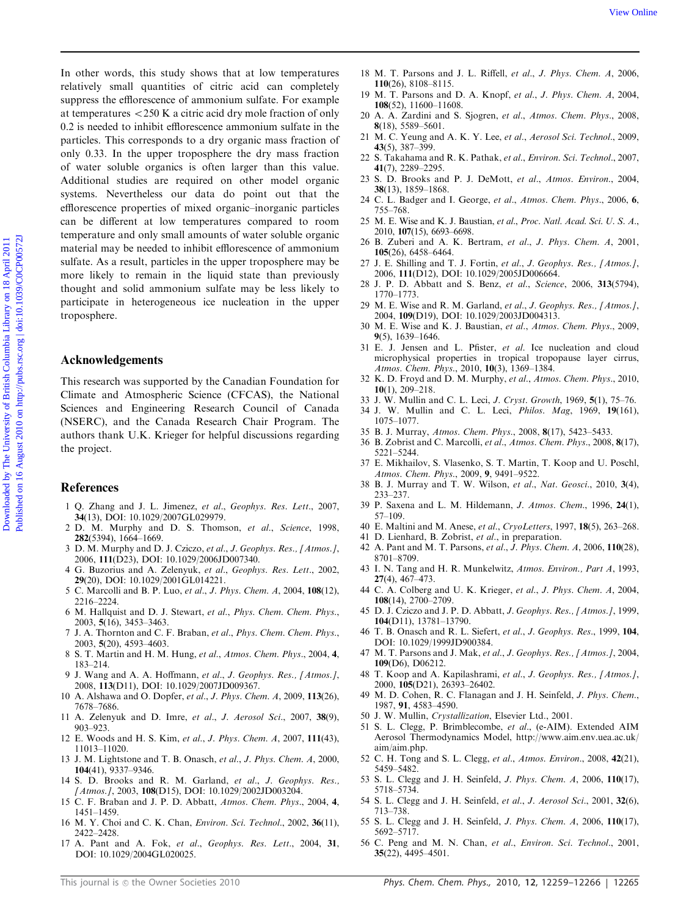In other words, this study shows that at low temperatures relatively small quantities of citric acid can completely suppress the efflorescence of ammonium sulfate. For example at temperatures <250 K a citric acid dry mole fraction of only 0.2 is needed to inhibit efflorescence ammonium sulfate in the particles. This corresponds to a dry organic mass fraction of only 0.33. In the upper troposphere the dry mass fraction of water soluble organics is often larger than this value. Additional studies are required on other model organic systems. Nevertheless our data do point out that the efflorescence properties of mixed organic–inorganic particles can be different at low temperatures compared to room temperature and only small amounts of water soluble organic material may be needed to inhibit efflorescence of ammonium sulfate. As a result, particles in the upper troposphere may be more likely to remain in the liquid state than previously thought and solid ammonium sulfate may be less likely to participate in heterogeneous ice nucleation in the upper troposphere.

## Acknowledgements

This research was supported by the Canadian Foundation for Climate and Atmospheric Science (CFCAS), the National Sciences and Engineering Research Council of Canada (NSERC), and the Canada Research Chair Program. The authors thank U.K. Krieger for helpful discussions regarding the project.

## References

1. Q. Zhang and J. L. Jimenez, *et al.*, *Geophys. Res. Lett.*, 2007, **34**(13), DOI: 10.1029/2007GL029979.
2. D. M. Murphy and D. S. Thomson, *et al.*, *Science*, 1998, **282**(5394), 1664–1669.
3. D. M. Murphy and D. J. Cziczo, *et al.*, *J. Geophys. Res., [Atmos.]*, 2006, **111**(D23), DOI: 10.1029/2006JD007340.
4. G. Buzorius and A. Zelenyuk, *et al.*, *Geophys. Res. Lett.*, 2002, **29**(20), DOI: 10.1029/2001GL014221.
5. C. Marcolli and B. P. Luo, *et al.*, *J. Phys. Chem. A*, 2004, **108**(12), 2216–2224.
6. M. Hallquist and D. J. Stewart, *et al.*, *Phys. Chem. Chem. Phys.*, 2003, **5**(16), 3453–3463.
7. J. A. Thornton and C. F. Braban, *et al.*, *Phys. Chem. Chem. Phys.*, 2003, **5**(20), 4593–4603.
8. S. T. Martin and H. M. Hung, *et al.*, *Atmos. Chem. Phys.*, 2004, **4**, 183–214.
9. J. Wang and A. A. Hoffmann, *et al.*, *J. Geophys. Res., [Atmos.]*, 2008, **113**(D11), DOI: 10.1029/2007JD009367.
10. A. Alshawa and O. Dopfer, *et al.*, *J. Phys. Chem. A*, 2009, **113**(26), 7678–7686.
11. A. Zelenyuk and D. Imre, *et al.*, *J. Aerosol Sci.*, 2007, **38**(9), 903–923.
12. E. Woods and H. S. Kim, *et al.*, *J. Phys. Chem. A*, 2007, **111**(43), 11013–11020.
13. J. M. Lightstone and T. B. Onasch, *et al.*, *J. Phys. Chem. A*, 2000, **104**(41), 9337–9346.
14. S. D. Brooks and R. M. Garland, *et al.*, *J. Geophys. Res., [Atmos.]*, 2003, **108**(D15), DOI: 10.1029/2002JD003204.
15. C. F. Braban and J. P. D. Abbatt, *Atmos. Chem. Phys.*, 2004, **4**, 1451–1459.
16. M. Y. Choi and C. K. Chan, *Environ. Sci. Technol.*, 2002, **36**(11), 2422–2428.
17. A. Pant and A. Fok, *et al.*, *Geophys. Res. Lett.*, 2004, **31**, DOI: 10.1029/2004GL020025.
18. M. T. Parsons and J. L. Riffell, *et al.*, *J. Phys. Chem. A*, 2006, **110**(26), 8108–8115.
19. M. T. Parsons and D. A. Knopf, *et al.*, *J. Phys. Chem. A*, 2004, **108**(52), 11600–11608.
20. A. A. Zardini and S. Sjogren, *et al.*, *Atmos. Chem. Phys.*, 2008, **8**(18), 5589–5601.
21. M. C. Yeung and A. K. Y. Lee, *et al.*, *Aerosol Sci. Technol.*, 2009, **43**(5), 387–399.
22. S. Takahama and R. K. Pathak, *et al.*, *Environ. Sci. Technol.*, 2007, **41**(7), 2289–2295.
23. S. D. Brooks and P. J. DeMott, *et al.*, *Atmos. Environ.*, 2004, **38**(13), 1859–1868.
24. C. L. Badger and I. George, *et al.*, *Atmos. Chem. Phys.*, 2006, **6**, 755–768.
25. M. E. Wise and K. J. Baustian, *et al.*, *Proc. Natl. Acad. Sci. U. S. A.*, 2010, **107**(15), 6693–6698.
26. B. Zuberi and A. K. Bertram, *et al.*, *J. Phys. Chem. A*, 2001, **105**(26), 6458–6464.
27. J. E. Shilling and T. J. Fortin, *et al.*, *J. Geophys. Res., [Atmos.]*, 2006, **111**(D12), DOI: 10.1029/2005JD006664.
28. J. P. D. Abbatt and S. Benz, *et al.*, *Science*, 2006, **313**(5794), 1770–1773.
29. M. E. Wise and R. M. Garland, *et al.*, *J. Geophys. Res., [Atmos.]*, 2004, **109**(D19), DOI: 10.1029/2003JD004313.
30. M. E. Wise and K. J. Baustian, *et al.*, *Atmos. Chem. Phys.*, 2009, **9**(5), 1639–1646.
31. E. J. Jensen and L. Pfister, *et al.* Ice nucleation and cloud microphysical properties in tropical tropopause layer cirrus, *Atmos. Chem. Phys.*, 2010, **10**(3), 1369–1384.
32. K. D. Froyd and D. M. Murphy, *et al.*, *Atmos. Chem. Phys.*, 2010, **10**(1), 209–218.
33. J. W. Mullin and C. L. Leci, *J. Cryst. Growth*, 1969, **5**(1), 75–76.
34. J. W. Mullin and C. L. Leci, *Philos. Mag*, 1969, **19**(161), 1075–1077.
35. B. J. Murray, *Atmos. Chem. Phys.*, 2008, **8**(17), 5423–5433.
36. B. Zobrist and C. Marcolli, *et al.*, *Atmos. Chem. Phys*, 2008, **8**(17), 5221–5244.
37. E. Mikhailov, S. Vlasenko, S. T. Martin, T. Koop and U. Poschl, *Atmos. Chem. Phys.*, 2009, **9**, 9491–9522.
38. B. J. Murray and T. W. Wilson, *et al.*, *Nat. Geosci.*, 2010, **3**(4), 233–237.
39. P. Saxena and L. M. Hildemann, *J. Atmos. Chem.*, 1996, **24**(1), 57–109.
40. E. Maltini and M. Anese, *et al.*, *CryoLetters*, 1997, **18**(5), 263–268.
41. D. Lienhard, B. Zobrist, *et al.*, in preparation.
42. A. Pant and M. T. Parsons, *et al.*, *J. Phys. Chem. A*, 2006, **110**(28), 8701–8709.
43. I. N. Tang and H. R. Munkelwitz, *Atmos. Environ., Part A*, 1993, **27**(4), 467–473.
44. C. A. Colberg and U. K. Krieger, *et al.*, *J. Phys. Chem. A*, 2004, **108**(14), 2700–2709.
45. D. J. Cziczo and J. P. D. Abbatt, *J. Geophys. Res., [Atmos.]*, 1999, **104**(D11), 13781–13790.
46. T. B. Onasch and R. L. Siefert, *et al.*, *J. Geophys. Res.*, 1999, **104**, DOI: 10.1029/1999JD900384.
47. M. T. Parsons and J. Mak, *et al.*, *J. Geophys. Res., [Atmos.]*, 2004, **109**(D6), D06212.
48. T. Koop and A. Kapilashrami, *et al.*, *J. Geophys. Res., [Atmos.]*, 2000, **105**(D21), 26393–26402.
49. M. D. Cohen, R. C. Flanagan and J. H. Seinfeld, *J. Phys. Chem.*, 1987, **91**, 4583–4590.
50. J. W. Mullin, *Crystallization*, Elsevier Ltd., 2001.
51. S. L. Clegg, P. Brimblecombe, *et al.*, (e-AIM). Extended AIM Aerosol Thermodynamics Model, http://www.aim.env.uea.ac.uk/aim/aim.php.
52. C. H. Tong and S. L. Clegg, *et al.*, *Atmos. Environ.*, 2008, **42**(21), 5459–5482.
53. S. L. Clegg and J. H. Seinfeld, *J. Phys. Chem. A*, 2006, **110**(17), 5718–5734.
54. S. L. Clegg and J. H. Seinfeld, *et al.*, *J. Aerosol Sci.*, 2001, **32**(6), 713–738.
55. S. L. Clegg and J. H. Seinfeld, *J. Phys. Chem. A*, 2006, **110**(17), 5692–5717.
56. C. Peng and M. N. Chan, *et al.*, *Environ. Sci. Technol.*, 2001, **35**(22), 4495–4501.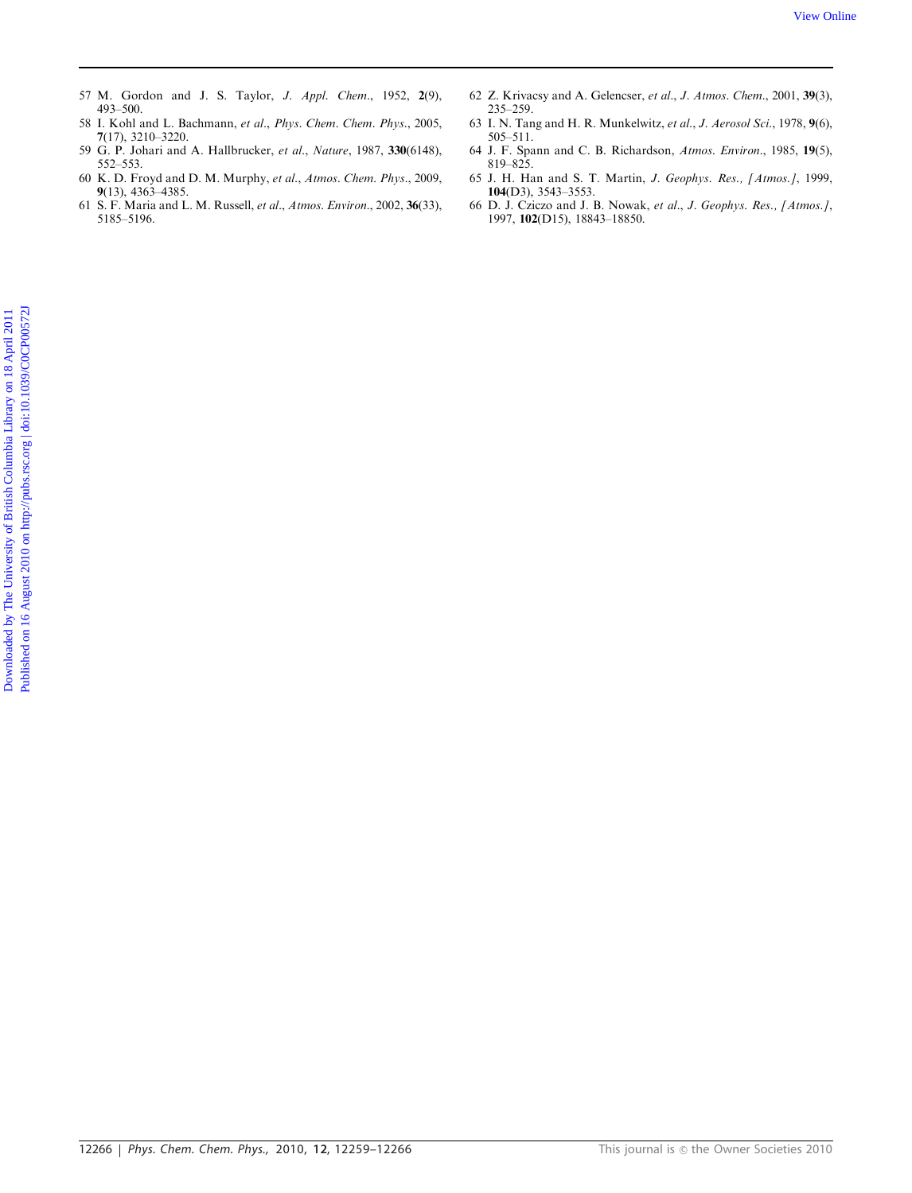57 M. Gordon and J. S. Taylor, *J. Appl. Chem.*, 1952, **2**(9), 493–500.
58 I. Kohl and L. Bachmann, *et al.*, *Phys. Chem. Chem. Phys.*, 2005, **7**(17), 3210–3220.
59 G. P. Johari and A. Hallbrucker, *et al.*, *Nature*, 1987, **330**(6148), 552–553.
60 K. D. Froyd and D. M. Murphy, *et al.*, *Atmos. Chem. Phys.*, 2009, **9**(13), 4363–4385.
61 S. F. Maria and L. M. Russell, *et al.*, *Atmos. Environ.*, 2002, **36**(33), 5185–5196.
62 Z. Krivacsy and A. Gelencser, *et al.*, *J. Atmos. Chem.*, 2001, **39**(3), 235–259.
63 I. N. Tang and H. R. Munkelwitz, *et al.*, *J. Aerosol Sci.*, 1978, **9**(6), 505–511.
64 J. F. Spann and C. B. Richardson, *Atmos. Environ.*, 1985, **19**(5), 819–825.
65 J. H. Han and S. T. Martin, *J. Geophys. Res., [Atmos.]*, 1999, **104**(D3), 3543–3553.
66 D. J. Cziczo and J. B. Nowak, *et al.*, *J. Geophys. Res., [Atmos.]*, 1997, **102**(D15), 18843–18850.